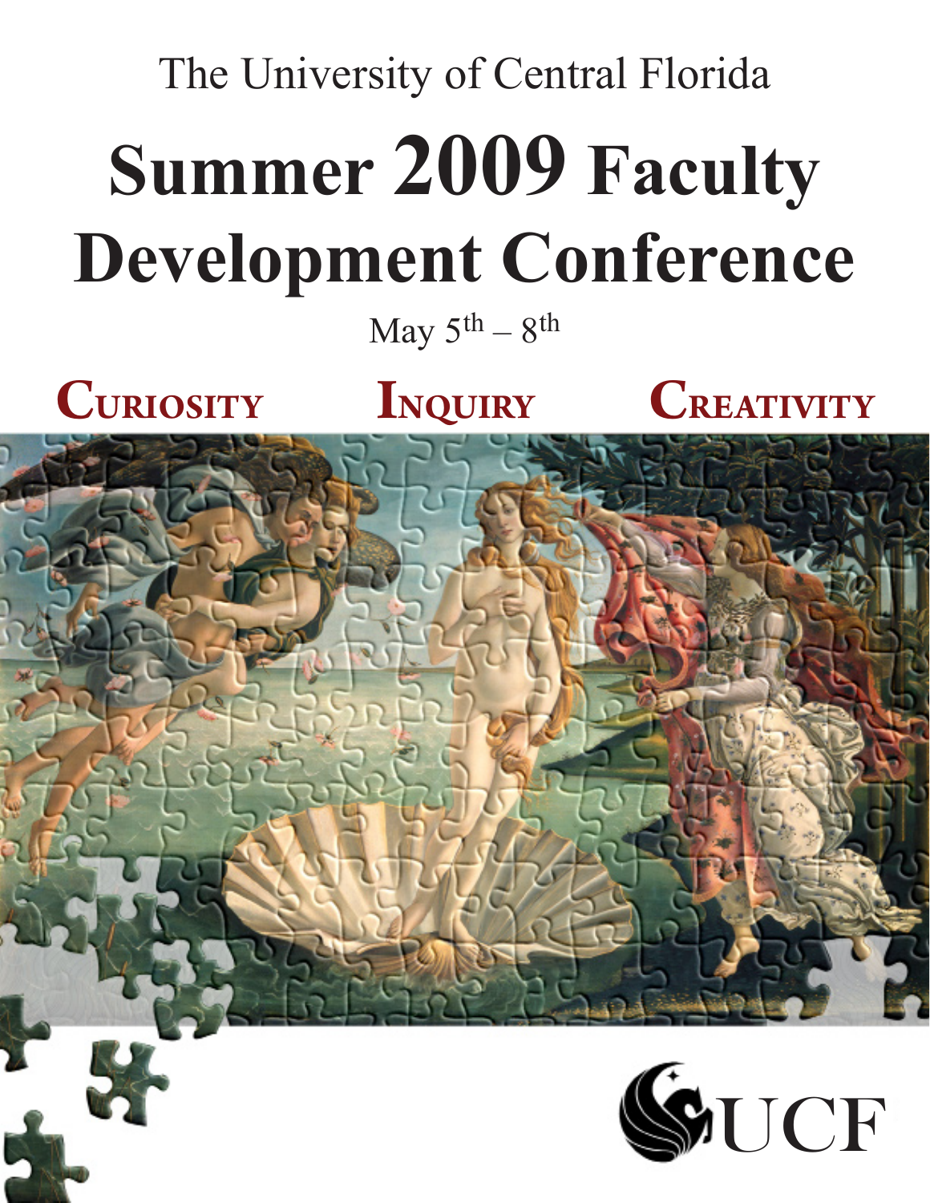The University of Central Florida

# Summer 2009 Faculty Development Conference

May 5th – 8th

**Curiosity** **Inquiry** **Creativity**

UCF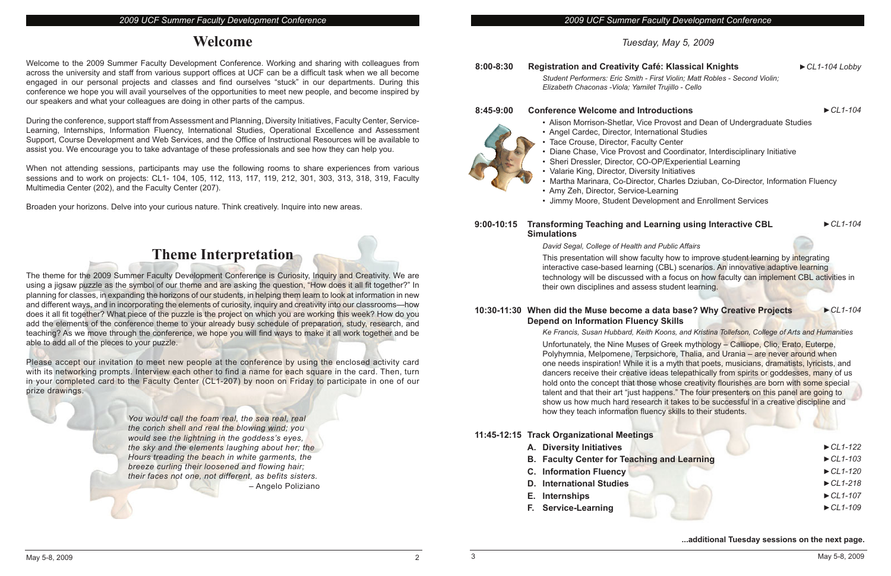# Welcome

Welcome to the 2009 Summer Faculty Development Conference. Working and sharing with colleagues from across the university and staff from various support offices at UCF can be a difficult task when we all become engaged in our personal projects and classes and find ourselves "stuck" in our departments. During this conference we hope you will avail yourselves of the opportunities to meet new people, and become inspired by our speakers and what your colleagues are doing in other parts of the campus.

During the conference, support staff from Assessment and Planning, Diversity Initiatives, Faculty Center, Service-Learning, Internships, Information Fluency, International Studies, Operational Excellence and Assessment Support, Course Development and Web Services, and the Office of Instructional Resources will be available to assist you. We encourage you to take advantage of these professionals and see how they can help you.

When not attending sessions, participants may use the following rooms to share experiences from various sessions and to work on projects: CL1- 104, 105, 112, 113, 117, 119, 212, 301, 303, 313, 318, 319, Faculty Multimedia Center (202), and the Faculty Center (207).

Broaden your horizons. Delve into your curious nature. Think creatively. Inquire into new areas.

# Theme Interpretation

The theme for the 2009 Summer Faculty Development Conference is Curiosity, Inquiry and Creativity. We are using a jigsaw puzzle as the symbol of our theme and are asking the question, "How does it all fit together?" In planning for classes, in expanding the horizons of our students, in helping them learn to look at information in new and different ways, and in incorporating the elements of curiosity, inquiry and creativity into our classrooms—how does it all fit together? What piece of the puzzle is the project on which you are working this week? How do you add the elements of the conference theme to your already busy schedule of preparation, study, research, and teaching? As we move through the conference, we hope you will find ways to make it all work together and be able to add all of the pieces to your puzzle.

Please accept our invitation to meet new people at the conference by using the enclosed activity card with its networking prompts. Interview each other to find a name for each square in the card. Then, turn in your completed card to the Faculty Center (CL1-207) by noon on Friday to participate in one of our prize drawings.

*You would call the foam real, the sea real, real*
*the conch shell and real the blowing wind; you*
*would see the lightning in the goddess's eyes,*
*the sky and the elements laughing about her; the*
*Hours treading the beach in white garments, the*
*breeze curling their loosened and flowing hair;*
*their faces not one, not different, as befits sisters.*
– Angelo Poliziano

## *Tuesday, May 5, 2009*

**8:00-8:30 Registration and Creativity Café: Klassical Knights** ►*CL1-104 Lobby*

*Student Performers: Eric Smith - First Violin; Matt Robles - Second Violin; Elizabeth Chaconas -Viola; Yamilet Trujillo - Cello*

**8:45-9:00 Conference Welcome and Introductions** ►*CL1-104*

- Alison Morrison-Shetlar, Vice Provost and Dean of Undergraduate Studies
- Angel Cardec, Director, International Studies
- Tace Crouse, Director, Faculty Center
- Diane Chase, Vice Provost and Coordinator, Interdisciplinary Initiative
- Sheri Dressler, Director, CO-OP/Experiential Learning
- Valarie King, Director, Diversity Initiatives
- Martha Marinara, Co-Director, Charles Dziuban, Co-Director, Information Fluency
- Amy Zeh, Director, Service-Learning
- Jimmy Moore, Student Development and Enrollment Services

**9:00-10:15 Transforming Teaching and Learning using Interactive CBL Simulations** ►*CL1-104*

*David Segal, College of Health and Public Affairs*

This presentation will show faculty how to improve student learning by integrating interactive case-based learning (CBL) scenarios. An innovative adaptive learning technology will be discussed with a focus on how faculty can implement CBL activities in their own disciplines and assess student learning.

**10:30-11:30 When did the Muse become a data base? Why Creative Projects Depend on Information Fluency Skills** ►*CL1-104*

*Ke Francis, Susan Hubbard, Keith Koons, and Kristina Tollefson, College of Arts and Humanities*

Unfortunately, the Nine Muses of Greek mythology – Calliope, Clio, Erato, Euterpe, Polyhymnia, Melpomene, Terpsichore, Thalia, and Urania – are never around when one needs inspiration! While it is a myth that poets, musicians, dramatists, lyricists, and dancers receive their creative ideas telepathically from spirits or goddesses, many of us hold onto the concept that those whose creativity flourishes are born with some special talent and that their art "just happens." The four presenters on this panel are going to show us how much hard research it takes to be successful in a creative discipline and how they teach information fluency skills to their students.

**11:45-12:15 Track Organizational Meetings**

- **A. Diversity Initiatives** ►*CL1-122*
- **B. Faculty Center for Teaching and Learning** ►*CL1-103*
- **C. Information Fluency** ►*CL1-120*
- **D. International Studies** ►*CL1-218*
- **E. Internships** ►*CL1-107*
- **F. Service-Learning** ►*CL1-109*

**...additional Tuesday sessions on the next page.**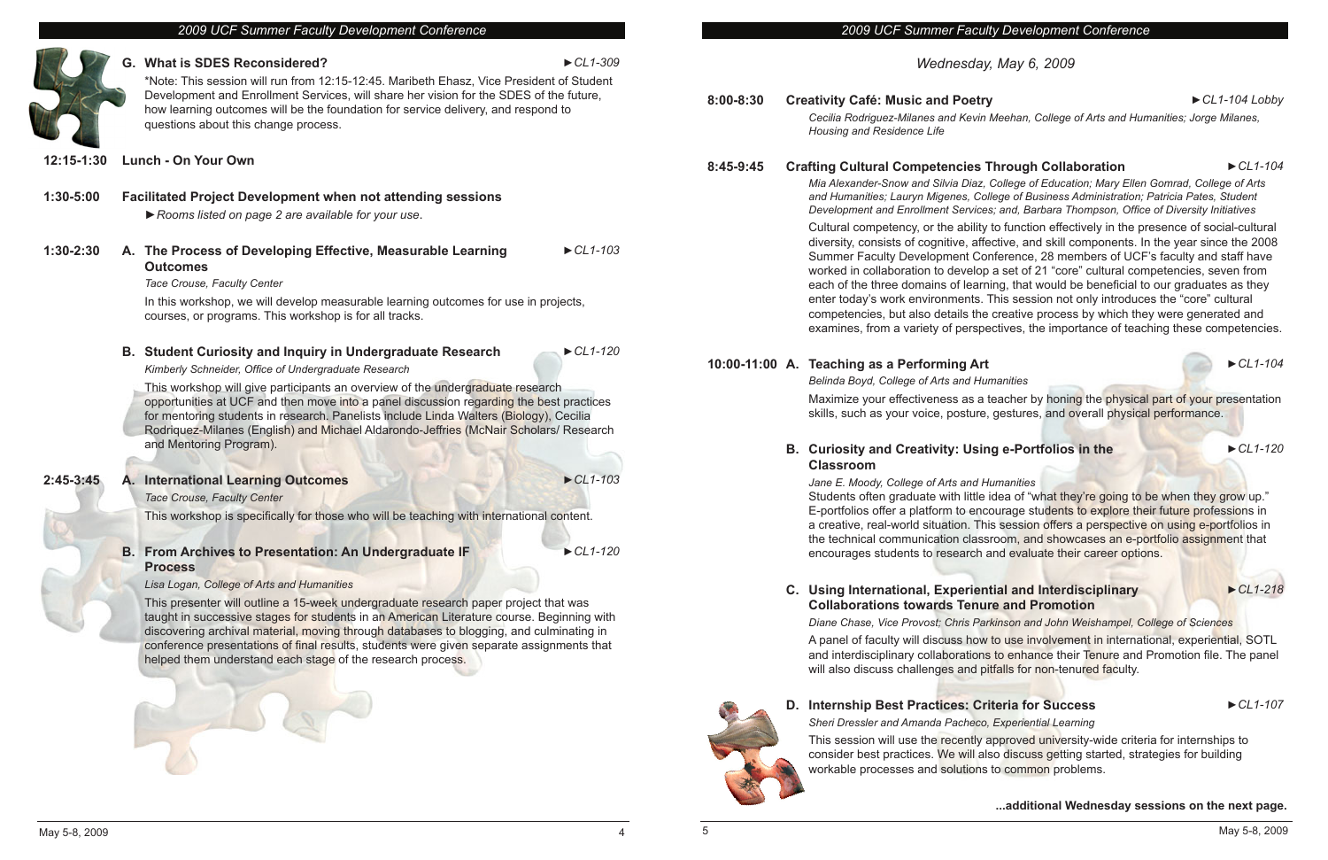**G. What is SDES Reconsidered?** ►CL1-309

*Note: This session will run from 12:15-12:45. Maribeth Ehasz, Vice President of Student Development and Enrollment Services, will share her vision for the SDES of the future, how learning outcomes will be the foundation for service delivery, and respond to questions about this change process.

**12:15-1:30 Lunch - On Your Own**

**1:30-5:00 Facilitated Project Development when not attending sessions**

►*Rooms listed on page 2 are available for your use.*

**1:30-2:30 A. The Process of Developing Effective, Measurable Learning Outcomes** ►CL1-103

*Tace Crouse, Faculty Center*

In this workshop, we will develop measurable learning outcomes for use in projects, courses, or programs. This workshop is for all tracks.

**B. Student Curiosity and Inquiry in Undergraduate Research** ►CL1-120

*Kimberly Schneider, Office of Undergraduate Research*

This workshop will give participants an overview of the undergraduate research opportunities at UCF and then move into a panel discussion regarding the best practices for mentoring students in research. Panelists include Linda Walters (Biology), Cecilia Rodriquez-Milanes (English) and Michael Aldarondo-Jeffries (McNair Scholars/ Research and Mentoring Program).

**2:45-3:45 A. International Learning Outcomes** ►CL1-103

*Tace Crouse, Faculty Center*

This workshop is specifically for those who will be teaching with international content.

**B. From Archives to Presentation: An Undergraduate IF Process** ►CL1-120

*Lisa Logan, College of Arts and Humanities*

This presenter will outline a 15-week undergraduate research paper project that was taught in successive stages for students in an American Literature course. Beginning with discovering archival material, moving through databases to blogging, and culminating in conference presentations of final results, students were given separate assignments that helped them understand each stage of the research process.

## *Wednesday, May 6, 2009*

**8:00-8:30 Creativity Café: Music and Poetry** ►CL1-104 Lobby

*Cecilia Rodriguez-Milanes and Kevin Meehan, College of Arts and Humanities; Jorge Milanes, Housing and Residence Life*

**8:45-9:45 Crafting Cultural Competencies Through Collaboration** ►CL1-104

*Mia Alexander-Snow and Silvia Diaz, College of Education; Mary Ellen Gomrad, College of Arts and Humanities; Lauryn Migenes, College of Business Administration; Patricia Pates, Student Development and Enrollment Services; and, Barbara Thompson, Office of Diversity Initiatives*

Cultural competency, or the ability to function effectively in the presence of social-cultural diversity, consists of cognitive, affective, and skill components. In the year since the 2008 Summer Faculty Development Conference, 28 members of UCF's faculty and staff have worked in collaboration to develop a set of 21 "core" cultural competencies, seven from each of the three domains of learning, that would be beneficial to our graduates as they enter today's work environments. This session not only introduces the "core" cultural competencies, but also details the creative process by which they were generated and examines, from a variety of perspectives, the importance of teaching these competencies.

**10:00-11:00 A. Teaching as a Performing Art** ►CL1-104

*Belinda Boyd, College of Arts and Humanities*

Maximize your effectiveness as a teacher by honing the physical part of your presentation skills, such as your voice, posture, gestures, and overall physical performance.

**B. Curiosity and Creativity: Using e-Portfolios in the Classroom** ►CL1-120

*Jane E. Moody, College of Arts and Humanities*

Students often graduate with little idea of "what they're going to be when they grow up." E-portfolios offer a platform to encourage students to explore their future professions in a creative, real-world situation. This session offers a perspective on using e-portfolios in the technical communication classroom, and showcases an e-portfolio assignment that encourages students to research and evaluate their career options.

**C. Using International, Experiential and Interdisciplinary Collaborations towards Tenure and Promotion** ►CL1-218

*Diane Chase, Vice Provost; Chris Parkinson and John Weishampel, College of Sciences*

A panel of faculty will discuss how to use involvement in international, experiential, SOTL and interdisciplinary collaborations to enhance their Tenure and Promotion file. The panel will also discuss challenges and pitfalls for non-tenured faculty.

**D. Internship Best Practices: Criteria for Success** ►CL1-107

*Sheri Dressler and Amanda Pacheco, Experiential Learning*

This session will use the recently approved university-wide criteria for internships to consider best practices. We will also discuss getting started, strategies for building workable processes and solutions to common problems.

**...additional Wednesday sessions on the next page.**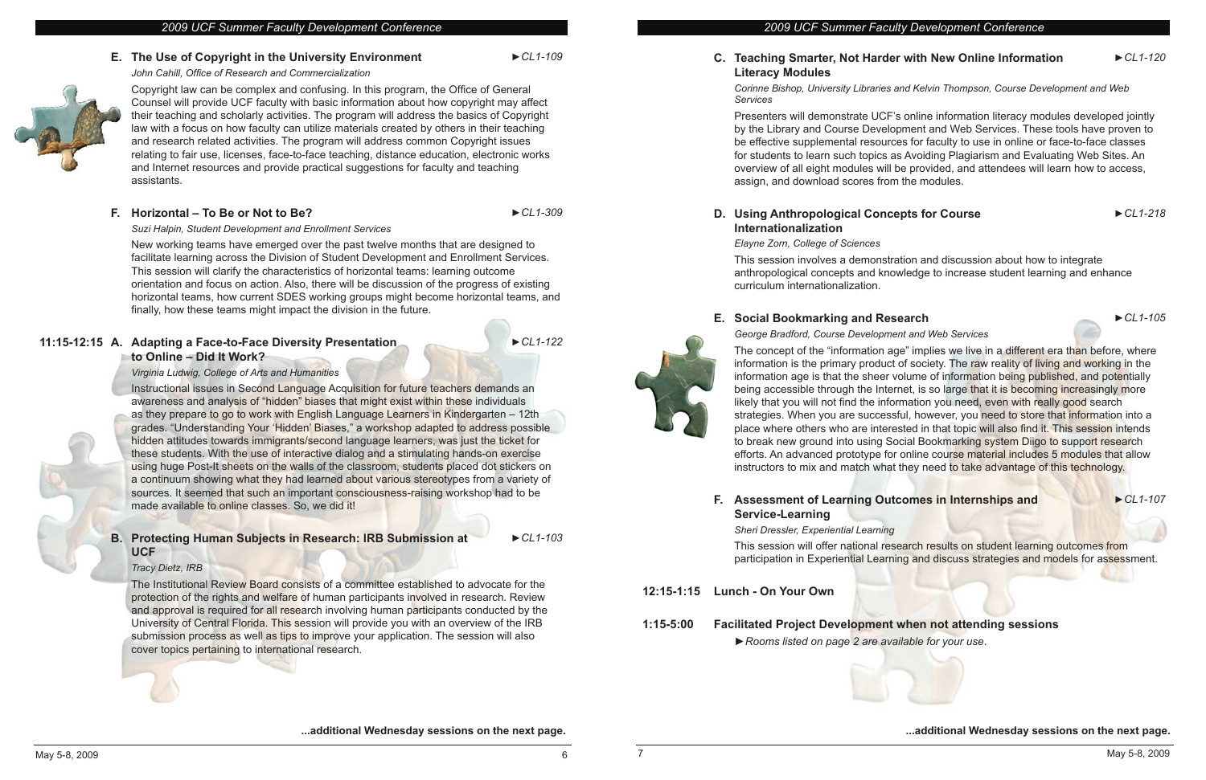**E. The Use of Copyright in the University Environment** ►*CL1-109*

*John Cahill, Office of Research and Commercialization*

Copyright law can be complex and confusing. In this program, the Office of General Counsel will provide UCF faculty with basic information about how copyright may affect their teaching and scholarly activities. The program will address the basics of Copyright law with a focus on how faculty can utilize materials created by others in their teaching and research related activities. The program will address common Copyright issues relating to fair use, licenses, face-to-face teaching, distance education, electronic works and Internet resources and provide practical suggestions for faculty and teaching assistants.

**F. Horizontal – To Be or Not to Be?** ►*CL1-309*

*Suzi Halpin, Student Development and Enrollment Services*

New working teams have emerged over the past twelve months that are designed to facilitate learning across the Division of Student Development and Enrollment Services. This session will clarify the characteristics of horizontal teams: learning outcome orientation and focus on action. Also, there will be discussion of the progress of existing horizontal teams, how current SDES working groups might become horizontal teams, and finally, how these teams might impact the division in the future.

**11:15-12:15 A. Adapting a Face-to-Face Diversity Presentation to Online – Did It Work?** ►*CL1-122*

*Virginia Ludwig, College of Arts and Humanities*

Instructional issues in Second Language Acquisition for future teachers demands an awareness and analysis of "hidden" biases that might exist within these individuals as they prepare to go to work with English Language Learners in Kindergarten – 12th grades. "Understanding Your 'Hidden' Biases," a workshop adapted to address possible hidden attitudes towards immigrants/second language learners, was just the ticket for these students. With the use of interactive dialog and a stimulating hands-on exercise using huge Post-It sheets on the walls of the classroom, students placed dot stickers on a continuum showing what they had learned about various stereotypes from a variety of sources. It seemed that such an important consciousness-raising workshop had to be made available to online classes. So, we did it!

**B. Protecting Human Subjects in Research: IRB Submission at UCF** ►*CL1-103*

*Tracy Dietz, IRB*

The Institutional Review Board consists of a committee established to advocate for the protection of the rights and welfare of human participants involved in research. Review and approval is required for all research involving human participants conducted by the University of Central Florida. This session will provide you with an overview of the IRB submission process as well as tips to improve your application. The session will also cover topics pertaining to international research.

**...additional Wednesday sessions on the next page.**

**C. Teaching Smarter, Not Harder with New Online Information Literacy Modules** ►*CL1-120*

*Corinne Bishop, University Libraries and Kelvin Thompson, Course Development and Web Services*

Presenters will demonstrate UCF's online information literacy modules developed jointly by the Library and Course Development and Web Services. These tools have proven to be effective supplemental resources for faculty to use in online or face-to-face classes for students to learn such topics as Avoiding Plagiarism and Evaluating Web Sites. An overview of all eight modules will be provided, and attendees will learn how to access, assign, and download scores from the modules.

**D. Using Anthropological Concepts for Course Internationalization** ►*CL1-218*

*Elayne Zorn, College of Sciences*

This session involves a demonstration and discussion about how to integrate anthropological concepts and knowledge to increase student learning and enhance curriculum internationalization.

**E. Social Bookmarking and Research** ►*CL1-105*

*George Bradford, Course Development and Web Services*

The concept of the "information age" implies we live in a different era than before, where information is the primary product of society. The raw reality of living and working in the information age is that the sheer volume of information being published, and potentially being accessible through the Internet, is so large that it is becoming increasingly more likely that you will not find the information you need, even with really good search strategies. When you are successful, however, you need to store that information into a place where others who are interested in that topic will also find it. This session intends to break new ground into using Social Bookmarking system Diigo to support research efforts. An advanced prototype for online course material includes 5 modules that allow instructors to mix and match what they need to take advantage of this technology.

**F. Assessment of Learning Outcomes in Internships and Service-Learning** ►*CL1-107*

*Sheri Dressler, Experiential Learning*

This session will offer national research results on student learning outcomes from participation in Experiential Learning and discuss strategies and models for assessment.

**12:15-1:15 Lunch - On Your Own**

**1:15-5:00 Facilitated Project Development when not attending sessions**

►*Rooms listed on page 2 are available for your use.*

**...additional Wednesday sessions on the next page.**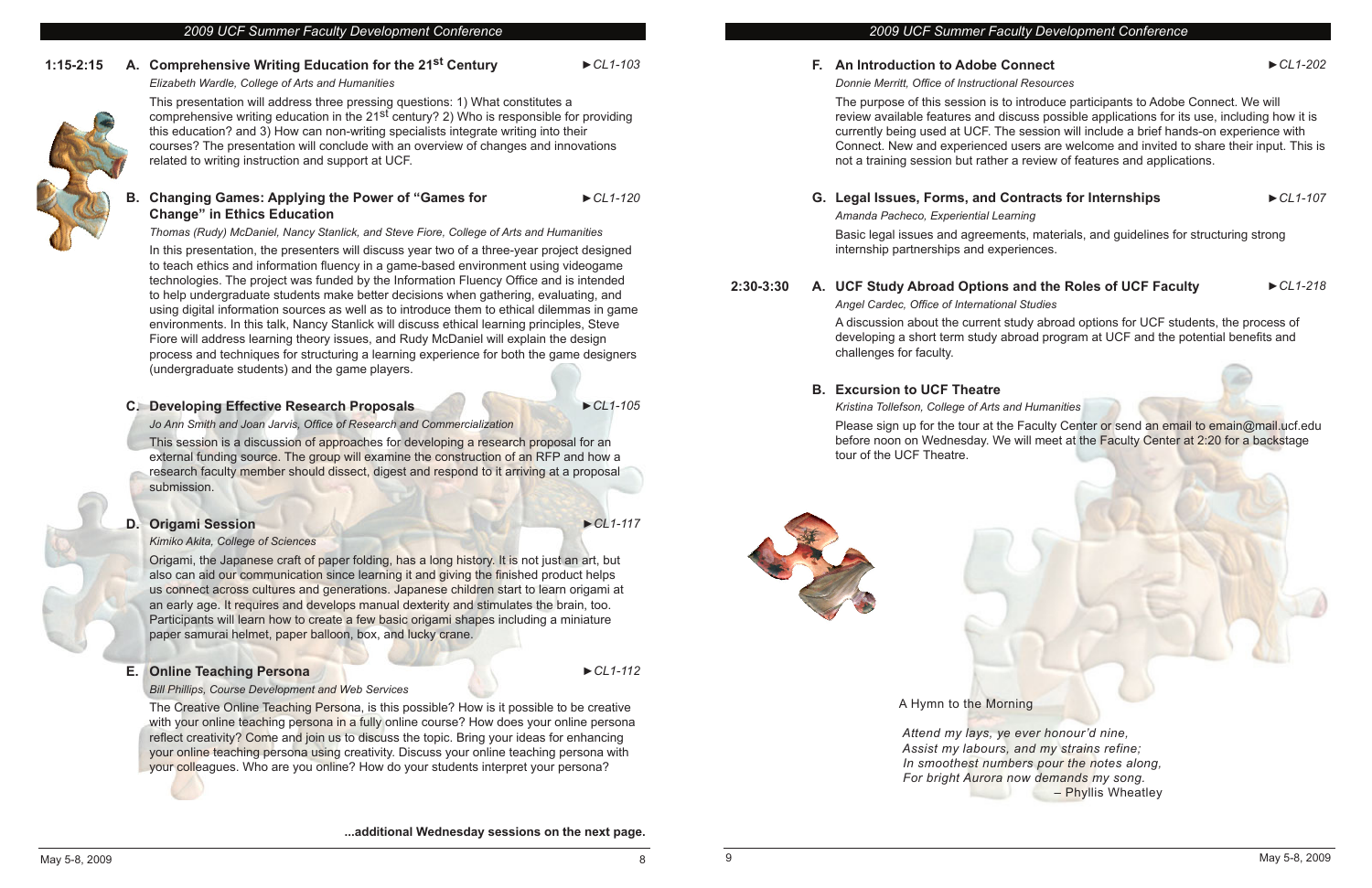**1:15-2:15**

### A. Comprehensive Writing Education for the 21st Century ►CL1-103

*Elizabeth Wardle, College of Arts and Humanities*

This presentation will address three pressing questions: 1) What constitutes a comprehensive writing education in the 21st century? 2) Who is responsible for providing this education? and 3) How can non-writing specialists integrate writing into their courses? The presentation will conclude with an overview of changes and innovations related to writing instruction and support at UCF.

### B. Changing Games: Applying the Power of "Games for Change" in Ethics Education ►CL1-120

*Thomas (Rudy) McDaniel, Nancy Stanlick, and Steve Fiore, College of Arts and Humanities*

In this presentation, the presenters will discuss year two of a three-year project designed to teach ethics and information fluency in a game-based environment using videogame technologies. The project was funded by the Information Fluency Office and is intended to help undergraduate students make better decisions when gathering, evaluating, and using digital information sources as well as to introduce them to ethical dilemmas in game environments. In this talk, Nancy Stanlick will discuss ethical learning principles, Steve Fiore will address learning theory issues, and Rudy McDaniel will explain the design process and techniques for structuring a learning experience for both the game designers (undergraduate students) and the game players.

### C. Developing Effective Research Proposals ►CL1-105

*Jo Ann Smith and Joan Jarvis, Office of Research and Commercialization*

This session is a discussion of approaches for developing a research proposal for an external funding source. The group will examine the construction of an RFP and how a research faculty member should dissect, digest and respond to it arriving at a proposal submission.

### D. Origami Session ►CL1-117

*Kimiko Akita, College of Sciences*

Origami, the Japanese craft of paper folding, has a long history. It is not just an art, but also can aid our communication since learning it and giving the finished product helps us connect across cultures and generations. Japanese children start to learn origami at an early age. It requires and develops manual dexterity and stimulates the brain, too. Participants will learn how to create a few basic origami shapes including a miniature paper samurai helmet, paper balloon, box, and lucky crane.

### E. Online Teaching Persona ►CL1-112

*Bill Phillips, Course Development and Web Services*

The Creative Online Teaching Persona, is this possible? How is it possible to be creative with your online teaching persona in a fully online course? How does your online persona reflect creativity? Come and join us to discuss the topic. Bring your ideas for enhancing your online teaching persona using creativity. Discuss your online teaching persona with your colleagues. Who are you online? How do your students interpret your persona?

**...additional Wednesday sessions on the next page.**

### F. An Introduction to Adobe Connect ►CL1-202

*Donnie Merritt, Office of Instructional Resources*

The purpose of this session is to introduce participants to Adobe Connect. We will review available features and discuss possible applications for its use, including how it is currently being used at UCF. The session will include a brief hands-on experience with Connect. New and experienced users are welcome and invited to share their input. This is not a training session but rather a review of features and applications.

### G. Legal Issues, Forms, and Contracts for Internships ►CL1-107

*Amanda Pacheco, Experiential Learning*

Basic legal issues and agreements, materials, and guidelines for structuring strong internship partnerships and experiences.

**2:30-3:30**

### A. UCF Study Abroad Options and the Roles of UCF Faculty ►CL1-218

*Angel Cardec, Office of International Studies*

A discussion about the current study abroad options for UCF students, the process of developing a short term study abroad program at UCF and the potential benefits and challenges for faculty.

### B. Excursion to UCF Theatre

*Kristina Tollefson, College of Arts and Humanities*

Please sign up for the tour at the Faculty Center or send an email to emain@mail.ucf.edu before noon on Wednesday. We will meet at the Faculty Center at 2:20 for a backstage tour of the UCF Theatre.

A Hymn to the Morning

*Attend my lays, ye ever honour'd nine,*
*Assist my labours, and my strains refine;*
*In smoothest numbers pour the notes along,*
*For bright Aurora now demands my song.*

– Phyllis Wheatley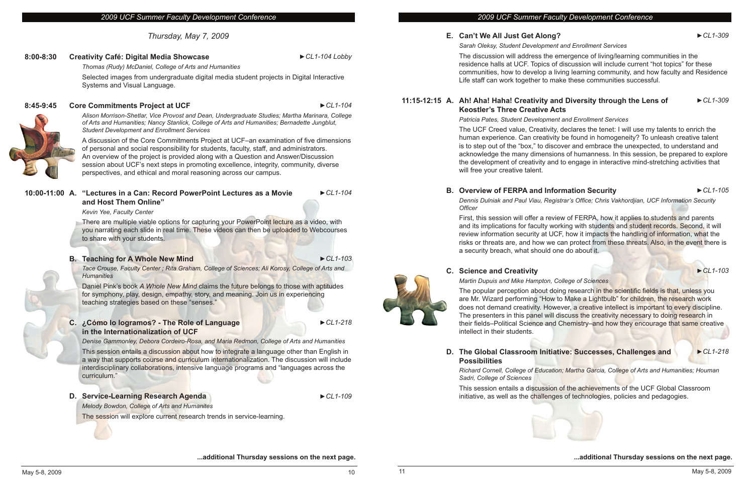## Thursday, May 7, 2009

### 8:00-8:30 Creativity Café: Digital Media Showcase

►CL1-104 Lobby

*Thomas (Rudy) McDaniel, College of Arts and Humanities*

Selected images from undergraduate digital media student projects in Digital Interactive Systems and Visual Language.

### 8:45-9:45 Core Commitments Project at UCF

►CL1-104

*Alison Morrison-Shetlar, Vice Provost and Dean, Undergraduate Studies; Martha Marinara, College of Arts and Humanities; Nancy Stanlick, College of Arts and Humanities; Bernadette Jungblut, Student Development and Enrollment Services*

A discussion of the Core Commitments Project at UCF–an examination of five dimensions of personal and social responsibility for students, faculty, staff, and administrators. An overview of the project is provided along with a Question and Answer/Discussion session about UCF's next steps in promoting excellence, integrity, community, diverse perspectives, and ethical and moral reasoning across our campus.

### 10:00-11:00

**A. "Lectures in a Can: Record PowerPoint Lectures as a Movie and Host Them Online"**

►CL1-104

*Kevin Yee, Faculty Center*

There are multiple viable options for capturing your PowerPoint lecture as a video, with you narrating each slide in real time. These videos can then be uploaded to Webcourses to share with your students.

**B. Teaching for A Whole New Mind**

►CL1-103

*Tace Crouse, Faculty Center ; Rita Graham, College of Sciences; Ali Korosy, College of Arts and Humanities*

Daniel Pink's book *A Whole New Mind* claims the future belongs to those with aptitudes for symphony, play, design, empathy, story, and meaning. Join us in experiencing teaching strategies based on these "senses."

**C. ¿Cómo lo logramos? - The Role of Language in the Internationalization of UCF**

►CL1-218

*Denise Gammonley, Debora Cordeiro-Rosa, and Maria Redmon, College of Arts and Humanities*

This session entails a discussion about how to integrate a language other than English in a way that supports course and curriculum internationalization. The discussion will include interdisciplinary collaborations, intensive language programs and "languages across the curriculum."

**D. Service-Learning Research Agenda**

►CL1-109

*Melody Bowdon, College of Arts and Humanites*

The session will explore current research trends in service-learning.

**E. Can't We All Just Get Along?**

►CL1-309

*Sarah Oleksy, Student Development and Enrollment Services*

The discussion will address the emergence of living/learning communities in the residence halls at UCF. Topics of discussion will include current "hot topics" for these communities, how to develop a living learning community, and how faculty and Residence Life staff can work together to make these communities successful.

### 11:15-12:15

**A. Ah! Aha! Haha! Creativity and Diversity through the Lens of Keostler's Three Creative Acts**

►CL1-309

*Patricia Pates, Student Development and Enrollment Services*

The UCF Creed value, Creativity, declares the tenet: I will use my talents to enrich the human experience. Can creativity be found in homogeneity? To unleash creative talent is to step out of the "box," to discover and embrace the unexpected, to understand and acknowledge the many dimensions of humanness. In this session, be prepared to explore the development of creativity and to engage in interactive mind-stretching activities that will free your creative talent.

**B. Overview of FERPA and Information Security**

►CL1-105

*Dennis Dulniak and Paul Viau, Registrar's Office; Chris Vakhordjian, UCF Information Security Officer*

First, this session will offer a review of FERPA, how it applies to students and parents and its implications for faculty working with students and student records. Second, it will review information security at UCF, how it impacts the handling of information, what the risks or threats are, and how we can protect from these threats. Also, in the event there is a security breach, what should one do about it.

**C. Science and Creativity**

►CL1-103

*Martin Dupuis and Mike Hampton, College of Sciences*

The popular perception about doing research in the scientific fields is that, unless you are Mr. Wizard performing "How to Make a Lightbulb" for children, the research work does not demand creativity. However, a creative intellect is important to every discipline. The presenters in this panel will discuss the creativity necessary to doing research in their fields–Political Science and Chemistry–and how they encourage that same creative intellect in their students.

**D. The Global Classroom Initiative: Successes, Challenges and Possibilities**

►CL1-218

*Richard Cornell, College of Education; Martha Garcia, College of Arts and Humanities; Houman Sadri, College of Sciences*

This session entails a discussion of the achievements of the UCF Global Classroom initiative, as well as the challenges of technologies, policies and pedagogies.

**...additional Thursday sessions on the next page.**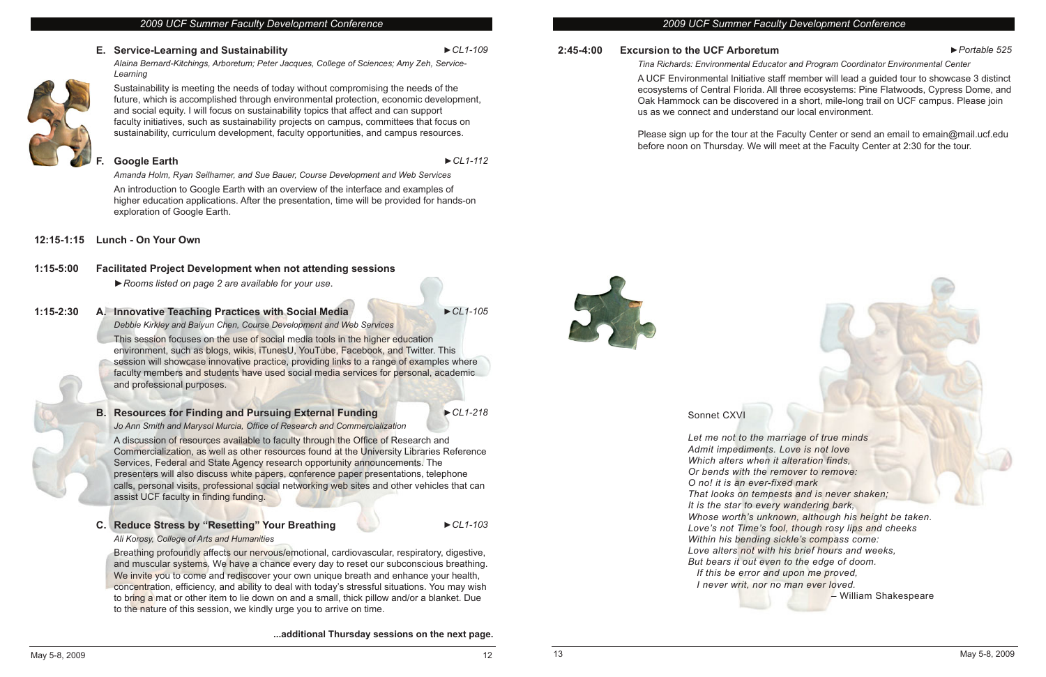**E. Service-Learning and Sustainability** ►*CL1-109*

*Alaina Bernard-Kitchings, Arboretum; Peter Jacques, College of Sciences; Amy Zeh, Service-Learning*

Sustainability is meeting the needs of today without compromising the needs of the future, which is accomplished through environmental protection, economic development, and social equity. I will focus on sustainability topics that affect and can support faculty initiatives, such as sustainability projects on campus, committees that focus on sustainability, curriculum development, faculty opportunities, and campus resources.

**F. Google Earth** ►*CL1-112*

*Amanda Holm, Ryan Seilhamer, and Sue Bauer, Course Development and Web Services*

An introduction to Google Earth with an overview of the interface and examples of higher education applications. After the presentation, time will be provided for hands-on exploration of Google Earth.

**12:15-1:15 Lunch - On Your Own**

**1:15-5:00 Facilitated Project Development when not attending sessions**

►*Rooms listed on page 2 are available for your use.*

**1:15-2:30 A. Innovative Teaching Practices with Social Media** ►*CL1-105*

*Debbie Kirkley and Baiyun Chen, Course Development and Web Services*

This session focuses on the use of social media tools in the higher education environment, such as blogs, wikis, iTunesU, YouTube, Facebook, and Twitter. This session will showcase innovative practice, providing links to a range of examples where faculty members and students have used social media services for personal, academic and professional purposes.

**B. Resources for Finding and Pursuing External Funding** ►*CL1-218*

*Jo Ann Smith and Marysol Murcia, Office of Research and Commercialization*

A discussion of resources available to faculty through the Office of Research and Commercialization, as well as other resources found at the University Libraries Reference Services, Federal and State Agency research opportunity announcements. The presenters will also discuss white papers, conference paper presentations, telephone calls, personal visits, professional social networking web sites and other vehicles that can assist UCF faculty in finding funding.

**C. Reduce Stress by "Resetting" Your Breathing** ►*CL1-103*

*Ali Korosy, College of Arts and Humanities*

Breathing profoundly affects our nervous/emotional, cardiovascular, respiratory, digestive, and muscular systems. We have a chance every day to reset our subconscious breathing. We invite you to come and rediscover your own unique breath and enhance your health, concentration, efficiency, and ability to deal with today's stressful situations. You may wish to bring a mat or other item to lie down on and a small, thick pillow and/or a blanket. Due to the nature of this session, we kindly urge you to arrive on time.

**...additional Thursday sessions on the next page.**

**2:45-4:00 Excursion to the UCF Arboretum** ►*Portable 525*

*Tina Richards: Environmental Educator and Program Coordinator Environmental Center*

A UCF Environmental Initiative staff member will lead a guided tour to showcase 3 distinct ecosystems of Central Florida. All three ecosystems: Pine Flatwoods, Cypress Dome, and Oak Hammock can be discovered in a short, mile-long trail on UCF campus. Please join us as we connect and understand our local environment.

Please sign up for the tour at the Faculty Center or send an email to emain@mail.ucf.edu before noon on Thursday. We will meet at the Faculty Center at 2:30 for the tour.

Sonnet CXVI

*Let me not to the marriage of true minds*
*Admit impediments. Love is not love*
*Which alters when it alteration finds,*
*Or bends with the remover to remove:*
*O no! it is an ever-fixed mark*
*That looks on tempests and is never shaken;*
*It is the star to every wandering bark,*
*Whose worth's unknown, although his height be taken.*
*Love's not Time's fool, though rosy lips and cheeks*
*Within his bending sickle's compass come:*
*Love alters not with his brief hours and weeks,*
*But bears it out even to the edge of doom.*
*If this be error and upon me proved,*
*I never writ, nor no man ever loved.*

– William Shakespeare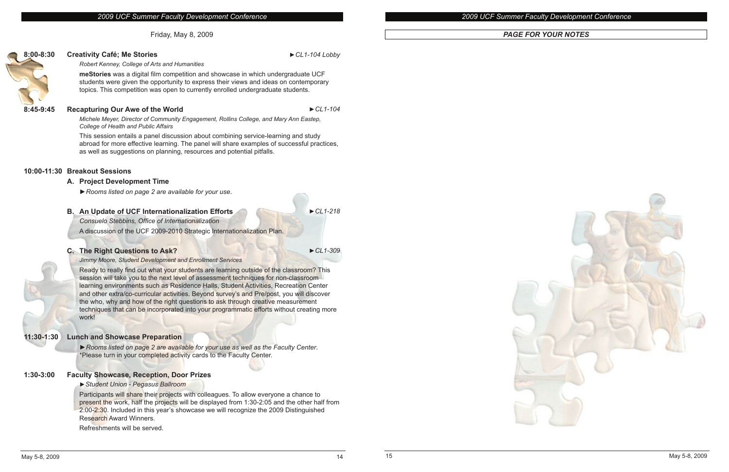Friday, May 8, 2009

**8:00-8:30** **Creativity Café; Me Stories** ►*CL1-104 Lobby*

*Robert Kenney, College of Arts and Humanities*

**meStories** was a digital film competition and showcase in which undergraduate UCF students were given the opportunity to express their views and ideas on contemporary topics. This competition was open to currently enrolled undergraduate students.

**8:45-9:45** **Recapturing Our Awe of the World** ►*CL1-104*

*Michele Meyer, Director of Community Engagement, Rollins College, and Mary Ann Eastep, College of Health and Public Affairs*

This session entails a panel discussion about combining service-learning and study abroad for more effective learning. The panel will share examples of successful practices, as well as suggestions on planning, resources and potential pitfalls.

**10:00-11:30** **Breakout Sessions**

**A. Project Development Time**

►*Rooms listed on page 2 are available for your use.*

**B. An Update of UCF Internationalization Efforts** ►*CL1-218*

*Consuelo Stebbins, Office of Internationalization*

A discussion of the UCF 2009-2010 Strategic Internationalization Plan.

**C. The Right Questions to Ask?** ►*CL1-309*

*Jimmy Moore, Student Development and Enrollment Services*

Ready to really find out what your students are learning outside of the classroom? This session will take you to the next level of assessment techniques for non-classroom learning environments such as Residence Halls, Student Activities, Recreation Center and other extra/co-curricular activities. Beyond survey's and Pre/post, you will discover the who, why and how of the right questions to ask through creative measurement techniques that can be incorporated into your programmatic efforts without creating more work!

**11:30-1:30** **Lunch and Showcase Preparation**

►*Rooms listed on page 2 are available for your use as well as the Faculty Center.*
*Please turn in your completed activity cards to the Faculty Center.

**1:30-3:00** **Faculty Showcase, Reception, Door Prizes**

►*Student Union - Pegasus Ballroom*

Participants will share their projects with colleagues. To allow everyone a chance to present the work, half the projects will be displayed from 1:30-2:05 and the other half from 2:00-2:30. Included in this year's showcase we will recognize the 2009 Distinguished Research Award Winners.

Refreshments will be served.

***PAGE FOR YOUR NOTES***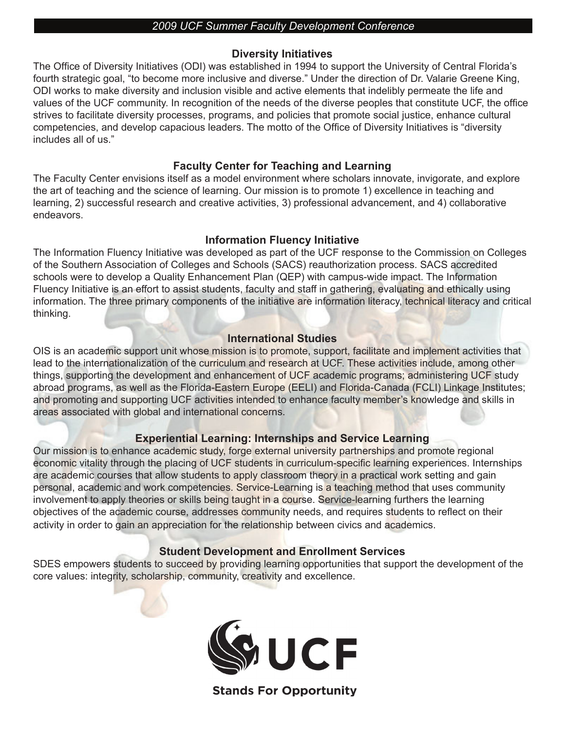## Diversity Initiatives

The Office of Diversity Initiatives (ODI) was established in 1994 to support the University of Central Florida's fourth strategic goal, "to become more inclusive and diverse." Under the direction of Dr. Valarie Greene King, ODI works to make diversity and inclusion visible and active elements that indelibly permeate the life and values of the UCF community. In recognition of the needs of the diverse peoples that constitute UCF, the office strives to facilitate diversity processes, programs, and policies that promote social justice, enhance cultural competencies, and develop capacious leaders. The motto of the Office of Diversity Initiatives is "diversity includes all of us."

## Faculty Center for Teaching and Learning

The Faculty Center envisions itself as a model environment where scholars innovate, invigorate, and explore the art of teaching and the science of learning. Our mission is to promote 1) excellence in teaching and learning, 2) successful research and creative activities, 3) professional advancement, and 4) collaborative endeavors.

## Information Fluency Initiative

The Information Fluency Initiative was developed as part of the UCF response to the Commission on Colleges of the Southern Association of Colleges and Schools (SACS) reauthorization process. SACS accredited schools were to develop a Quality Enhancement Plan (QEP) with campus-wide impact. The Information Fluency Initiative is an effort to assist students, faculty and staff in gathering, evaluating and ethically using information. The three primary components of the initiative are information literacy, technical literacy and critical thinking.

## International Studies

OIS is an academic support unit whose mission is to promote, support, facilitate and implement activities that lead to the internationalization of the curriculum and research at UCF. These activities include, among other things, supporting the development and enhancement of UCF academic programs; administering UCF study abroad programs, as well as the Florida-Eastern Europe (EELI) and Florida-Canada (FCLI) Linkage Institutes; and promoting and supporting UCF activities intended to enhance faculty member's knowledge and skills in areas associated with global and international concerns.

## Experiential Learning: Internships and Service Learning

Our mission is to enhance academic study, forge external university partnerships and promote regional economic vitality through the placing of UCF students in curriculum-specific learning experiences. Internships are academic courses that allow students to apply classroom theory in a practical work setting and gain personal, academic and work competencies. Service-Learning is a teaching method that uses community involvement to apply theories or skills being taught in a course. Service-learning furthers the learning objectives of the academic course, addresses community needs, and requires students to reflect on their activity in order to gain an appreciation for the relationship between civics and academics.

## Student Development and Enrollment Services

SDES empowers students to succeed by providing learning opportunities that support the development of the core values: integrity, scholarship, community, creativity and excellence.

UCF

Stands For Opportunity